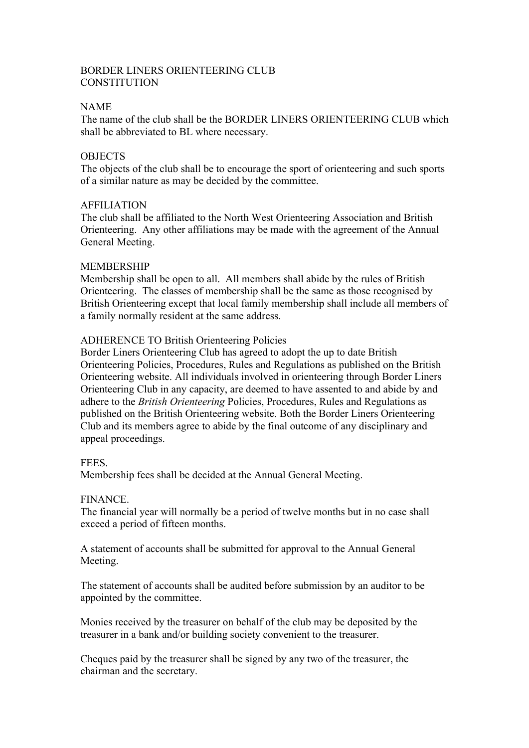# BORDER LINERS ORIENTEERING CLUB
# CONSTITUTION

## NAME

The name of the club shall be the BORDER LINERS ORIENTEERING CLUB which shall be abbreviated to BL where necessary.

## OBJECTS

The objects of the club shall be to encourage the sport of orienteering and such sports of a similar nature as may be decided by the committee.

## AFFILIATION

The club shall be affiliated to the North West Orienteering Association and British Orienteering. Any other affiliations may be made with the agreement of the Annual General Meeting.

## MEMBERSHIP

Membership shall be open to all. All members shall abide by the rules of British Orienteering. The classes of membership shall be the same as those recognised by British Orienteering except that local family membership shall include all members of a family normally resident at the same address.

## ADHERENCE TO British Orienteering Policies

Border Liners Orienteering Club has agreed to adopt the up to date British Orienteering Policies, Procedures, Rules and Regulations as published on the British Orienteering website. All individuals involved in orienteering through Border Liners Orienteering Club in any capacity, are deemed to have assented to and abide by and adhere to the *British Orienteering* Policies, Procedures, Rules and Regulations as published on the British Orienteering website. Both the Border Liners Orienteering Club and its members agree to abide by the final outcome of any disciplinary and appeal proceedings.

## FEES.

Membership fees shall be decided at the Annual General Meeting.

## FINANCE.

The financial year will normally be a period of twelve months but in no case shall exceed a period of fifteen months.

A statement of accounts shall be submitted for approval to the Annual General Meeting.

The statement of accounts shall be audited before submission by an auditor to be appointed by the committee.

Monies received by the treasurer on behalf of the club may be deposited by the treasurer in a bank and/or building society convenient to the treasurer.

Cheques paid by the treasurer shall be signed by any two of the treasurer, the chairman and the secretary.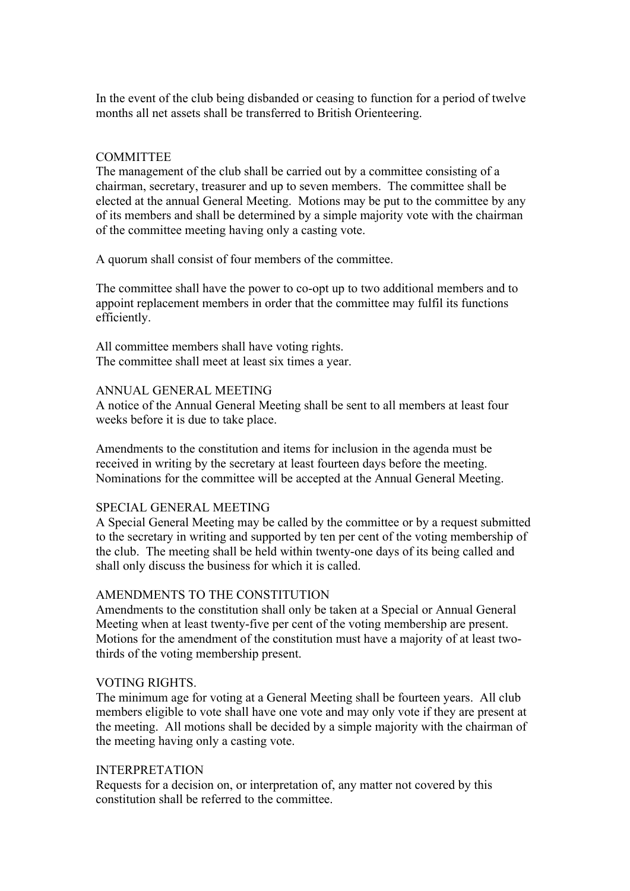In the event of the club being disbanded or ceasing to function for a period of twelve months all net assets shall be transferred to British Orienteering.

## COMMITTEE

The management of the club shall be carried out by a committee consisting of a chairman, secretary, treasurer and up to seven members. The committee shall be elected at the annual General Meeting. Motions may be put to the committee by any of its members and shall be determined by a simple majority vote with the chairman of the committee meeting having only a casting vote.

A quorum shall consist of four members of the committee.

The committee shall have the power to co-opt up to two additional members and to appoint replacement members in order that the committee may fulfil its functions efficiently.

All committee members shall have voting rights.
The committee shall meet at least six times a year.

## ANNUAL GENERAL MEETING

A notice of the Annual General Meeting shall be sent to all members at least four weeks before it is due to take place.

Amendments to the constitution and items for inclusion in the agenda must be received in writing by the secretary at least fourteen days before the meeting. Nominations for the committee will be accepted at the Annual General Meeting.

## SPECIAL GENERAL MEETING

A Special General Meeting may be called by the committee or by a request submitted to the secretary in writing and supported by ten per cent of the voting membership of the club. The meeting shall be held within twenty-one days of its being called and shall only discuss the business for which it is called.

## AMENDMENTS TO THE CONSTITUTION

Amendments to the constitution shall only be taken at a Special or Annual General Meeting when at least twenty-five per cent of the voting membership are present. Motions for the amendment of the constitution must have a majority of at least two-thirds of the voting membership present.

## VOTING RIGHTS.

The minimum age for voting at a General Meeting shall be fourteen years. All club members eligible to vote shall have one vote and may only vote if they are present at the meeting. All motions shall be decided by a simple majority with the chairman of the meeting having only a casting vote.

## INTERPRETATION

Requests for a decision on, or interpretation of, any matter not covered by this constitution shall be referred to the committee.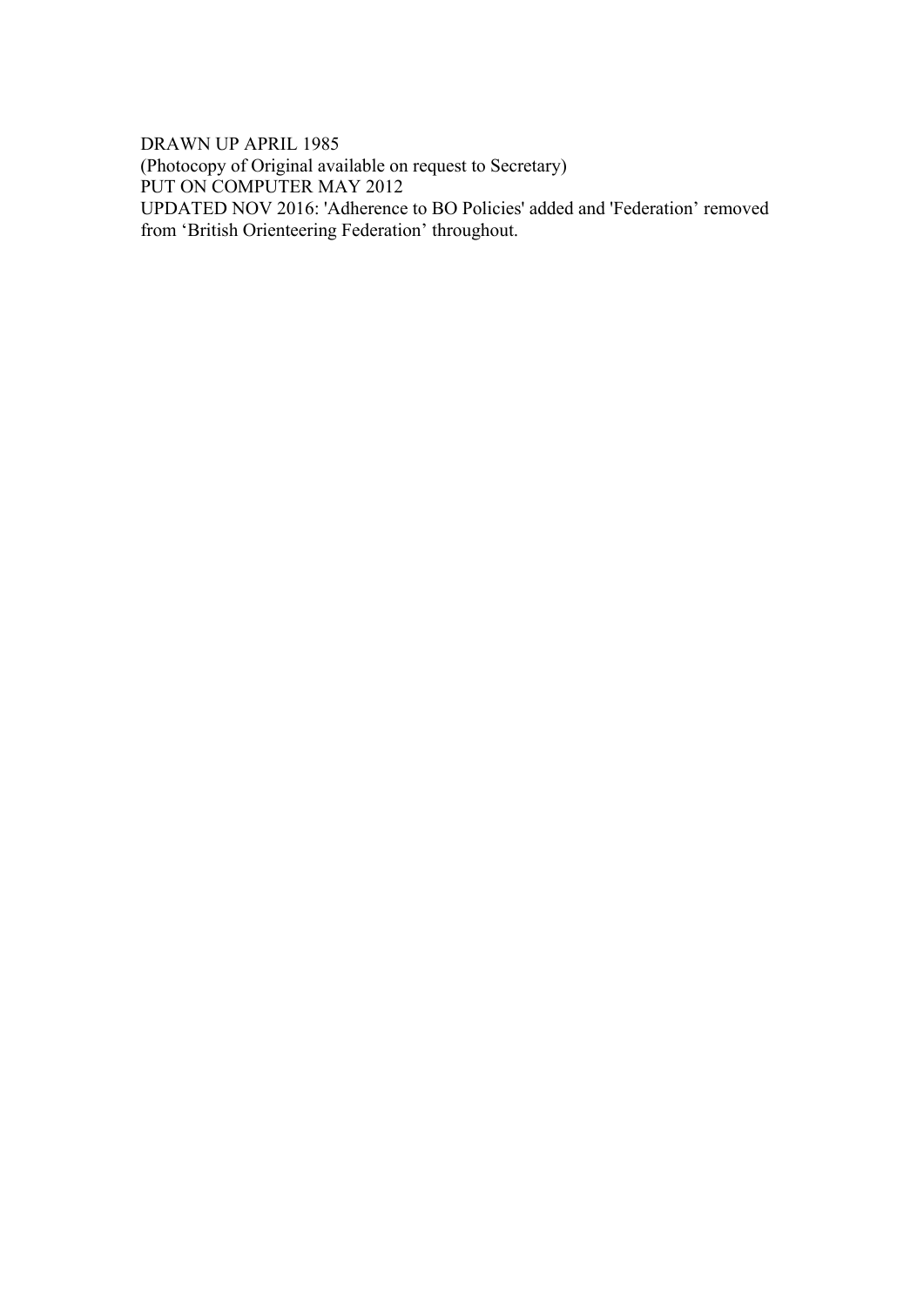DRAWN UP APRIL 1985
(Photocopy of Original available on request to Secretary)
PUT ON COMPUTER MAY 2012
UPDATED NOV 2016: 'Adherence to BO Policies' added and 'Federation' removed from 'British Orienteering Federation' throughout.